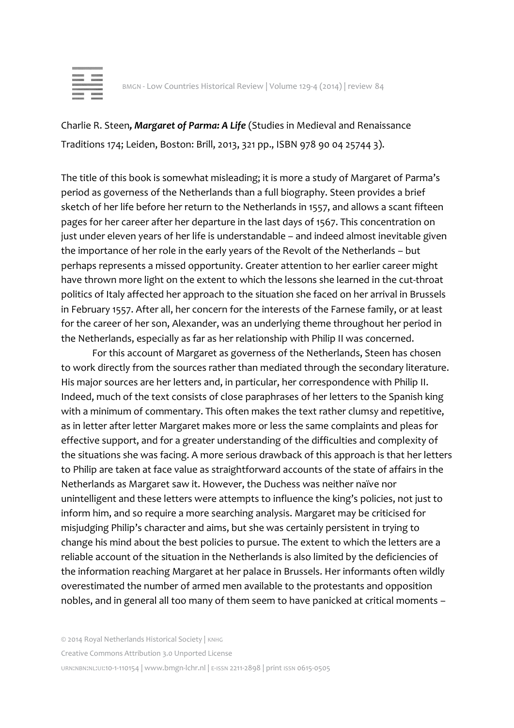Charlie R. Steen, ***Margaret of Parma: A Life*** (Studies in Medieval and Renaissance Traditions 174; Leiden, Boston: Brill, 2013, 321 pp., ISBN 978 90 04 25744 3).

The title of this book is somewhat misleading; it is more a study of Margaret of Parma's period as governess of the Netherlands than a full biography. Steen provides a brief sketch of her life before her return to the Netherlands in 1557, and allows a scant fifteen pages for her career after her departure in the last days of 1567. This concentration on just under eleven years of her life is understandable – and indeed almost inevitable given the importance of her role in the early years of the Revolt of the Netherlands – but perhaps represents a missed opportunity. Greater attention to her earlier career might have thrown more light on the extent to which the lessons she learned in the cut-throat politics of Italy affected her approach to the situation she faced on her arrival in Brussels in February 1557. After all, her concern for the interests of the Farnese family, or at least for the career of her son, Alexander, was an underlying theme throughout her period in the Netherlands, especially as far as her relationship with Philip II was concerned.

For this account of Margaret as governess of the Netherlands, Steen has chosen to work directly from the sources rather than mediated through the secondary literature. His major sources are her letters and, in particular, her correspondence with Philip II. Indeed, much of the text consists of close paraphrases of her letters to the Spanish king with a minimum of commentary. This often makes the text rather clumsy and repetitive, as in letter after letter Margaret makes more or less the same complaints and pleas for effective support, and for a greater understanding of the difficulties and complexity of the situations she was facing. A more serious drawback of this approach is that her letters to Philip are taken at face value as straightforward accounts of the state of affairs in the Netherlands as Margaret saw it. However, the Duchess was neither naïve nor unintelligent and these letters were attempts to influence the king's policies, not just to inform him, and so require a more searching analysis. Margaret may be criticised for misjudging Philip's character and aims, but she was certainly persistent in trying to change his mind about the best policies to pursue. The extent to which the letters are a reliable account of the situation in the Netherlands is also limited by the deficiencies of the information reaching Margaret at her palace in Brussels. Her informants often wildly overestimated the number of armed men available to the protestants and opposition nobles, and in general all too many of them seem to have panicked at critical moments –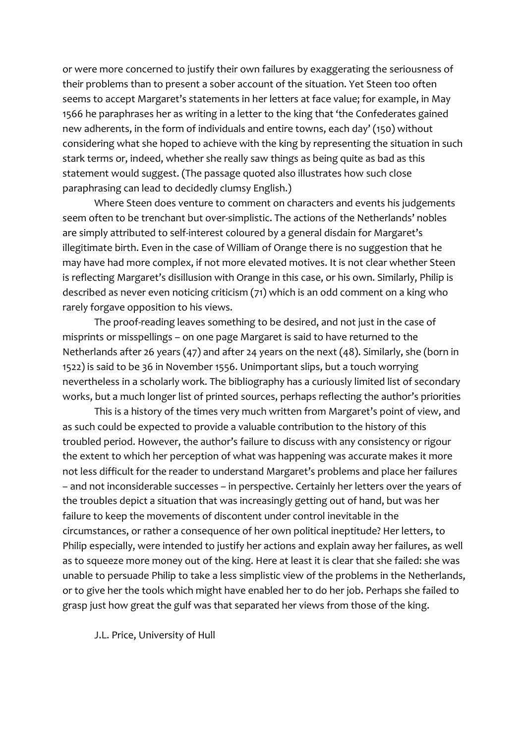or were more concerned to justify their own failures by exaggerating the seriousness of their problems than to present a sober account of the situation. Yet Steen too often seems to accept Margaret's statements in her letters at face value; for example, in May 1566 he paraphrases her as writing in a letter to the king that 'the Confederates gained new adherents, in the form of individuals and entire towns, each day' (150) without considering what she hoped to achieve with the king by representing the situation in such stark terms or, indeed, whether she really saw things as being quite as bad as this statement would suggest. (The passage quoted also illustrates how such close paraphrasing can lead to decidedly clumsy English.)

Where Steen does venture to comment on characters and events his judgements seem often to be trenchant but over-simplistic. The actions of the Netherlands' nobles are simply attributed to self-interest coloured by a general disdain for Margaret's illegitimate birth. Even in the case of William of Orange there is no suggestion that he may have had more complex, if not more elevated motives. It is not clear whether Steen is reflecting Margaret's disillusion with Orange in this case, or his own. Similarly, Philip is described as never even noticing criticism (71) which is an odd comment on a king who rarely forgave opposition to his views.

The proof-reading leaves something to be desired, and not just in the case of misprints or misspellings – on one page Margaret is said to have returned to the Netherlands after 26 years (47) and after 24 years on the next (48). Similarly, she (born in 1522) is said to be 36 in November 1556. Unimportant slips, but a touch worrying nevertheless in a scholarly work. The bibliography has a curiously limited list of secondary works, but a much longer list of printed sources, perhaps reflecting the author's priorities

This is a history of the times very much written from Margaret's point of view, and as such could be expected to provide a valuable contribution to the history of this troubled period. However, the author's failure to discuss with any consistency or rigour the extent to which her perception of what was happening was accurate makes it more not less difficult for the reader to understand Margaret's problems and place her failures – and not inconsiderable successes – in perspective. Certainly her letters over the years of the troubles depict a situation that was increasingly getting out of hand, but was her failure to keep the movements of discontent under control inevitable in the circumstances, or rather a consequence of her own political ineptitude? Her letters, to Philip especially, were intended to justify her actions and explain away her failures, as well as to squeeze more money out of the king. Here at least it is clear that she failed: she was unable to persuade Philip to take a less simplistic view of the problems in the Netherlands, or to give her the tools which might have enabled her to do her job. Perhaps she failed to grasp just how great the gulf was that separated her views from those of the king.

J.L. Price, University of Hull